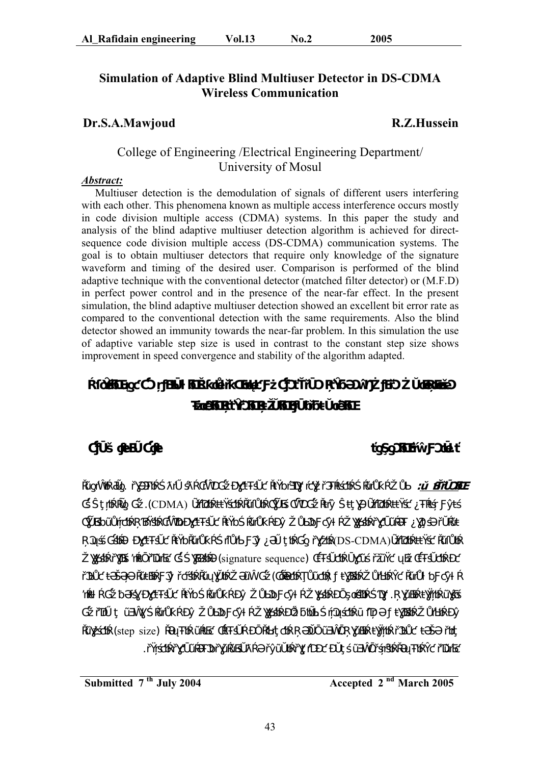# Simulation of Adaptive Blind Multiuser Detector in DS-CDMA Wireless Communication

**Dr.S.A.Mawjoud** **R.Z.Hussein**

College of Engineering /Electrical Engineering Department/
University of Mosul

***Abstract:***

Multiuser detection is the demodulation of signals of different users interfering with each other. This phenomena known as multiple access interference occurs mostly in code division multiple access (CDMA) systems. In this paper the study and analysis of the blind adaptive multiuser detection algorithm is achieved for direct-sequence code division multiple access (DS-CDMA) communication systems. The goal is to obtain multiuser detectors that require only knowledge of the signature waveform and timing of the desired user. Comparison is performed of the blind adaptive technique with the conventional detector (matched filter detector) or (M.F.D) in perfect power control and in the presence of the near-far effect. In the present simulation, the blind adaptive multiuser detection showed an excellent bit error rate as compared to the conventional detection with the same requirements. Also the blind detector showed an immunity towards the near-far problem. In this simulation the use of adaptive variable step size is used in contrast to the constant step size shows improvement in speed convergence and stability of the algorithm adapted.

**Submitted 7[th] July 2004** **Accepted 2[nd] March 2005**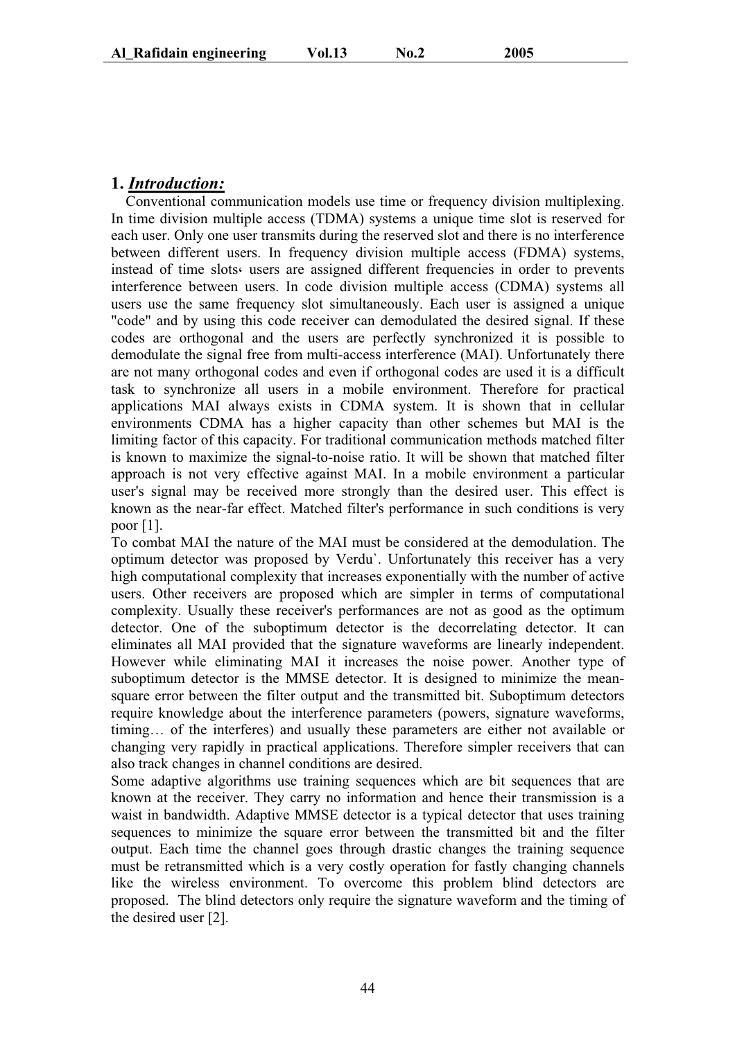## 1. ***Introduction:***

Conventional communication models use time or frequency division multiplexing. In time division multiple access (TDMA) systems a unique time slot is reserved for each user. Only one user transmits during the reserved slot and there is no interference between different users. In frequency division multiple access (FDMA) systems, instead of time slots، users are assigned different frequencies in order to prevents interference between users. In code division multiple access (CDMA) systems all users use the same frequency slot simultaneously. Each user is assigned a unique "code" and by using this code receiver can demodulated the desired signal. If these codes are orthogonal and the users are perfectly synchronized it is possible to demodulate the signal free from multi-access interference (MAI). Unfortunately there are not many orthogonal codes and even if orthogonal codes are used it is a difficult task to synchronize all users in a mobile environment. Therefore for practical applications MAI always exists in CDMA system. It is shown that in cellular environments CDMA has a higher capacity than other schemes but MAI is the limiting factor of this capacity. For traditional communication methods matched filter is known to maximize the signal-to-noise ratio. It will be shown that matched filter approach is not very effective against MAI. In a mobile environment a particular user's signal may be received more strongly than the desired user. This effect is known as the near-far effect. Matched filter's performance in such conditions is very poor [1].

To combat MAI the nature of the MAI must be considered at the demodulation. The optimum detector was proposed by Verdu`. Unfortunately this receiver has a very high computational complexity that increases exponentially with the number of active users. Other receivers are proposed which are simpler in terms of computational complexity. Usually these receiver's performances are not as good as the optimum detector. One of the suboptimum detector is the decorrelating detector. It can eliminates all MAI provided that the signature waveforms are linearly independent. However while eliminating MAI it increases the noise power. Another type of suboptimum detector is the MMSE detector. It is designed to minimize the mean-square error between the filter output and the transmitted bit. Suboptimum detectors require knowledge about the interference parameters (powers, signature waveforms, timing… of the interferes) and usually these parameters are either not available or changing very rapidly in practical applications. Therefore simpler receivers that can also track changes in channel conditions are desired.

Some adaptive algorithms use training sequences which are bit sequences that are known at the receiver. They carry no information and hence their transmission is a waist in bandwidth. Adaptive MMSE detector is a typical detector that uses training sequences to minimize the square error between the transmitted bit and the filter output. Each time the channel goes through drastic changes the training sequence must be retransmitted which is a very costly operation for fastly changing channels like the wireless environment. To overcome this problem blind detectors are proposed. The blind detectors only require the signature waveform and the timing of the desired user [2].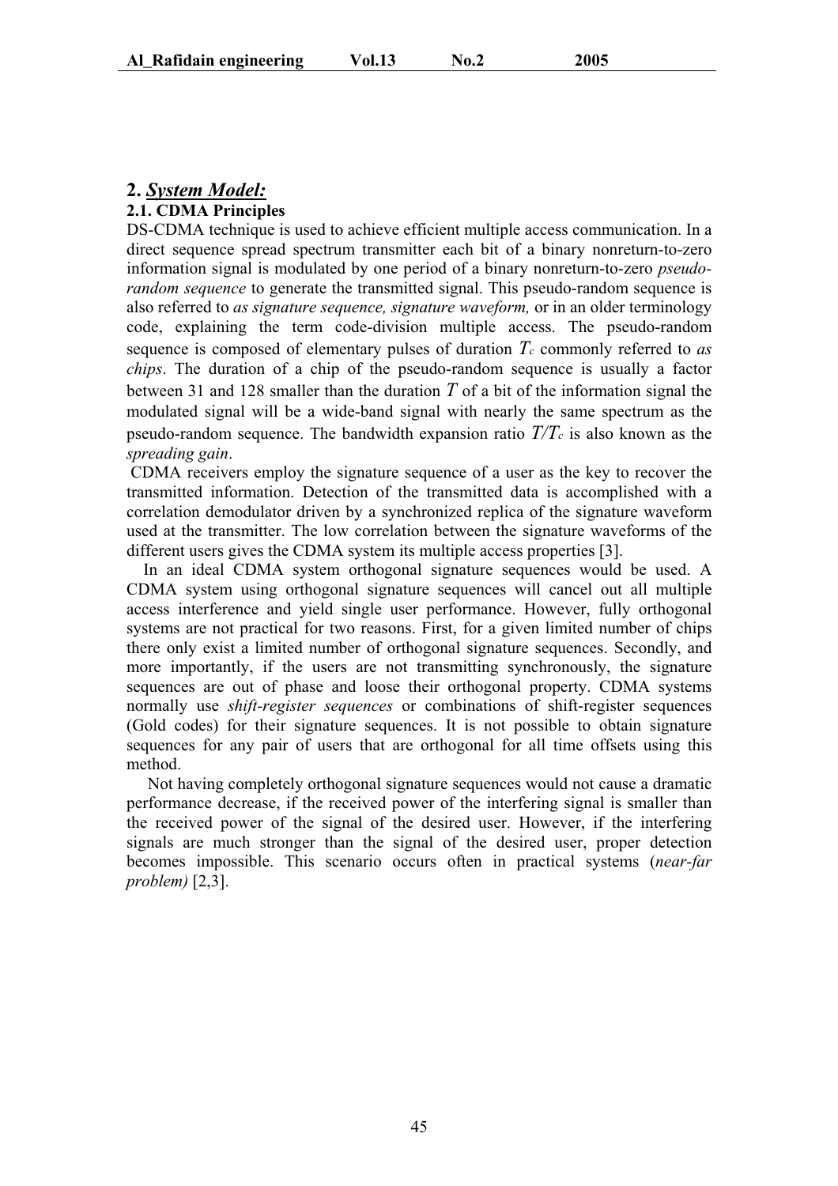## 2. System Model:

### 2.1. CDMA Principles

DS-CDMA technique is used to achieve efficient multiple access communication. In a direct sequence spread spectrum transmitter each bit of a binary nonreturn-to-zero information signal is modulated by one period of a binary nonreturn-to-zero *pseudo-random sequence* to generate the transmitted signal. This pseudo-random sequence is also referred to *as signature sequence, signature waveform,* or in an older terminology code, explaining the term code-division multiple access. The pseudo-random sequence is composed of elementary pulses of duration $T_c$ commonly referred to *as chips*. The duration of a chip of the pseudo-random sequence is usually a factor between 31 and 128 smaller than the duration $T$ of a bit of the information signal the modulated signal will be a wide-band signal with nearly the same spectrum as the pseudo-random sequence. The bandwidth expansion ratio $T/T_c$ is also known as the *spreading gain*.

CDMA receivers employ the signature sequence of a user as the key to recover the transmitted information. Detection of the transmitted data is accomplished with a correlation demodulator driven by a synchronized replica of the signature waveform used at the transmitter. The low correlation between the signature waveforms of the different users gives the CDMA system its multiple access properties [3].

In an ideal CDMA system orthogonal signature sequences would be used. A CDMA system using orthogonal signature sequences will cancel out all multiple access interference and yield single user performance. However, fully orthogonal systems are not practical for two reasons. First, for a given limited number of chips there only exist a limited number of orthogonal signature sequences. Secondly, and more importantly, if the users are not transmitting synchronously, the signature sequences are out of phase and loose their orthogonal property. CDMA systems normally use *shift-register sequences* or combinations of shift-register sequences (Gold codes) for their signature sequences. It is not possible to obtain signature sequences for any pair of users that are orthogonal for all time offsets using this method.

Not having completely orthogonal signature sequences would not cause a dramatic performance decrease, if the received power of the interfering signal is smaller than the received power of the signal of the desired user. However, if the interfering signals are much stronger than the signal of the desired user, proper detection becomes impossible. This scenario occurs often in practical systems (*near-far problem)* [2,3].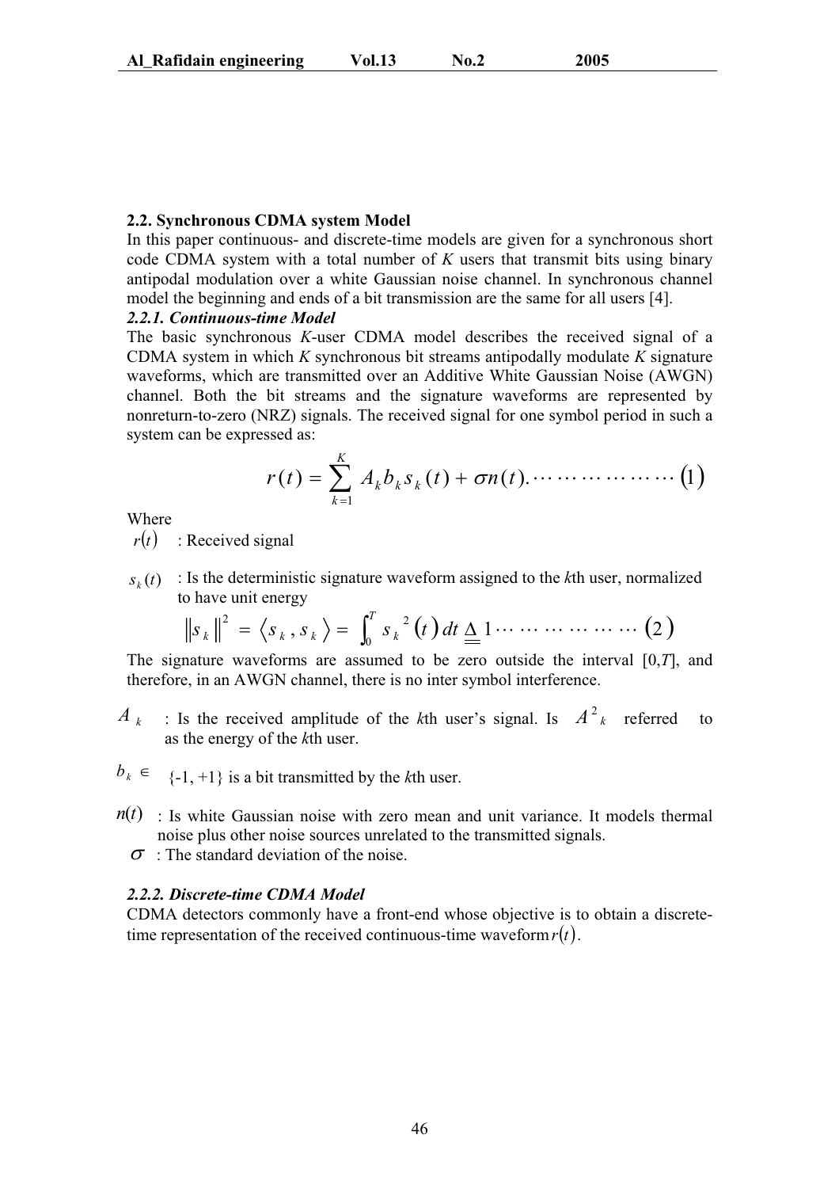### 2.2. Synchronous CDMA system Model

In this paper continuous- and discrete-time models are given for a synchronous short code CDMA system with a total number of *K* users that transmit bits using binary antipodal modulation over a white Gaussian noise channel. In synchronous channel model the beginning and ends of a bit transmission are the same for all users [4].

#### 2.2.1. Continuous-time Model

The basic synchronous *K*-user CDMA model describes the received signal of a CDMA system in which *K* synchronous bit streams antipodally modulate *K* signature waveforms, which are transmitted over an Additive White Gaussian Noise (AWGN) channel. Both the bit streams and the signature waveforms are represented by nonreturn-to-zero (NRZ) signals. The received signal for one symbol period in such a system can be expressed as:

$$r(t) = \sum_{k=1}^{K} A_k b_k s_k(t) + \sigma n(t). \cdots\cdots\cdots\cdots\cdots\cdots (1)$$

Where

$r(t)$ : Received signal

$s_k(t)$ : Is the deterministic signature waveform assigned to the *k*th user, normalized to have unit energy

$$\|s_k\|^2 = \langle s_k, s_k \rangle = \int_0^T s_k^{\,2}(t)\,dt \triangleq 1 \cdots\cdots\cdots\cdots\cdots\cdots (2)$$

The signature waveforms are assumed to be zero outside the interval [0,*T*], and therefore, in an AWGN channel, there is no inter symbol interference.

$A_k$ : Is the received amplitude of the *k*th user's signal. Is $A^2{}_k$ referred to as the energy of the *k*th user.

$b_k \in$ {-1, +1} is a bit transmitted by the *k*th user.

$n(t)$ : Is white Gaussian noise with zero mean and unit variance. It models thermal noise plus other noise sources unrelated to the transmitted signals.

$\sigma$ : The standard deviation of the noise.

#### 2.2.2. Discrete-time CDMA Model

CDMA detectors commonly have a front-end whose objective is to obtain a discrete-time representation of the received continuous-time waveform $r(t)$.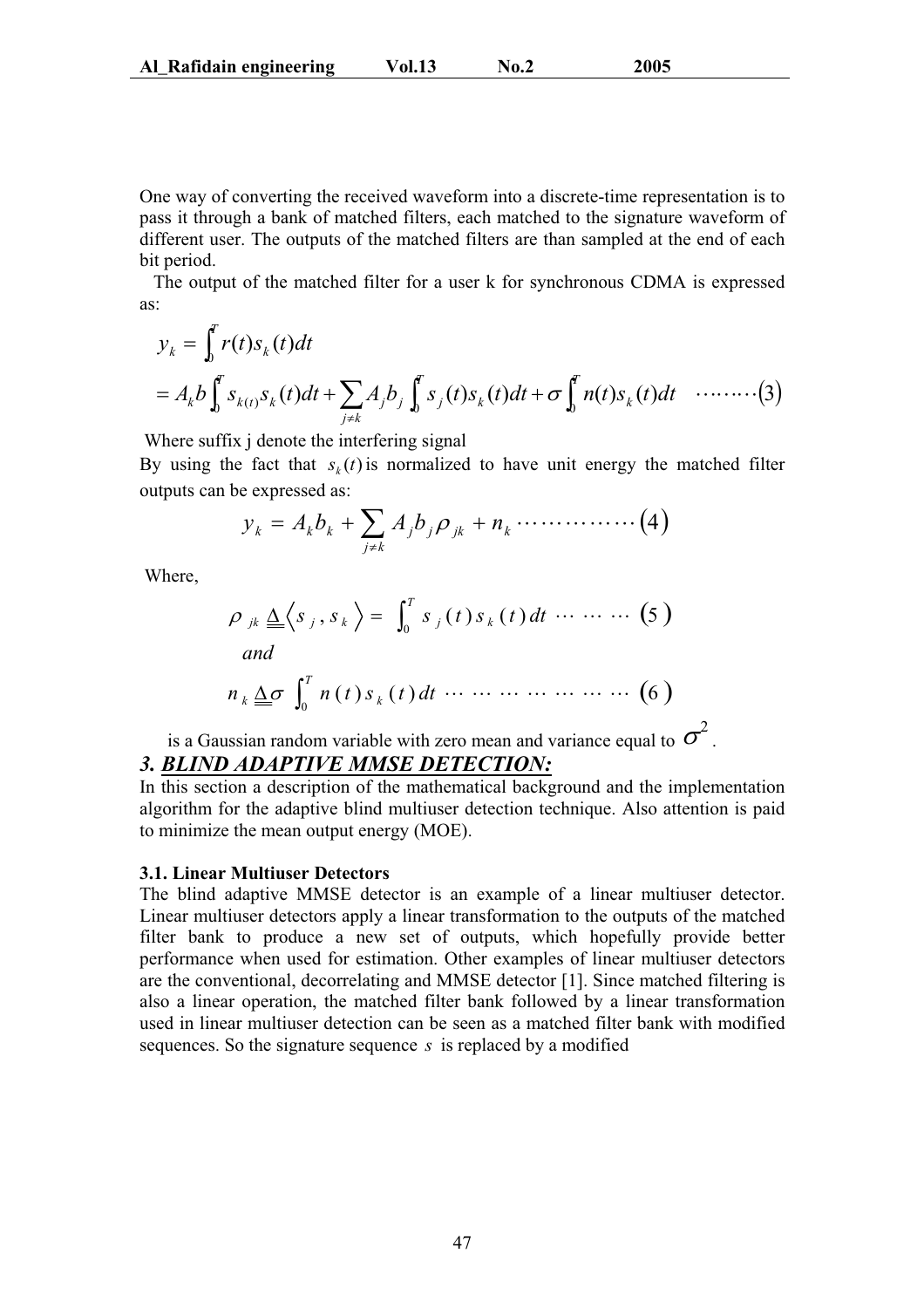One way of converting the received waveform into a discrete-time representation is to pass it through a bank of matched filters, each matched to the signature waveform of different user. The outputs of the matched filters are than sampled at the end of each bit period.

The output of the matched filter for a user k for synchronous CDMA is expressed as:

$$
\begin{aligned}
y_k &= \int_0^T r(t) s_k(t) dt \\
&= A_k b \int_0^T s_{k(t)} s_k(t) dt + \sum_{j \neq k} A_j b_j \int_0^T s_j(t) s_k(t) dt + \sigma \int_0^T n(t) s_k(t) dt \quad \cdots\cdots(3)
\end{aligned}
$$

Where suffix j denote the interfering signal

By using the fact that $s_k(t)$ is normalized to have unit energy the matched filter outputs can be expressed as:

$$
y_k = A_k b_k + \sum_{j \neq k} A_j b_j \rho_{jk} + n_k \cdots\cdots\cdots\cdots (4)
$$

Where,

$$
\rho_{jk} \triangleq \langle s_j, s_k \rangle = \int_0^T s_j(t) s_k(t) dt \cdots\cdots\cdots (5)
$$

*and*

$$
n_k \triangleq \sigma \int_0^T n(t) s_k(t) dt \cdots\cdots\cdots\cdots\cdots\cdots (6)
$$

is a Gaussian random variable with zero mean and variance equal to $\sigma^2$.

### *3. BLIND ADAPTIVE MMSE DETECTION:*

In this section a description of the mathematical background and the implementation algorithm for the adaptive blind multiuser detection technique. Also attention is paid to minimize the mean output energy (MOE).

#### 3.1. Linear Multiuser Detectors

The blind adaptive MMSE detector is an example of a linear multiuser detector. Linear multiuser detectors apply a linear transformation to the outputs of the matched filter bank to produce a new set of outputs, which hopefully provide better performance when used for estimation. Other examples of linear multiuser detectors are the conventional, decorrelating and MMSE detector [1]. Since matched filtering is also a linear operation, the matched filter bank followed by a linear transformation used in linear multiuser detection can be seen as a matched filter bank with modified sequences. So the signature sequence $s$ is replaced by a modified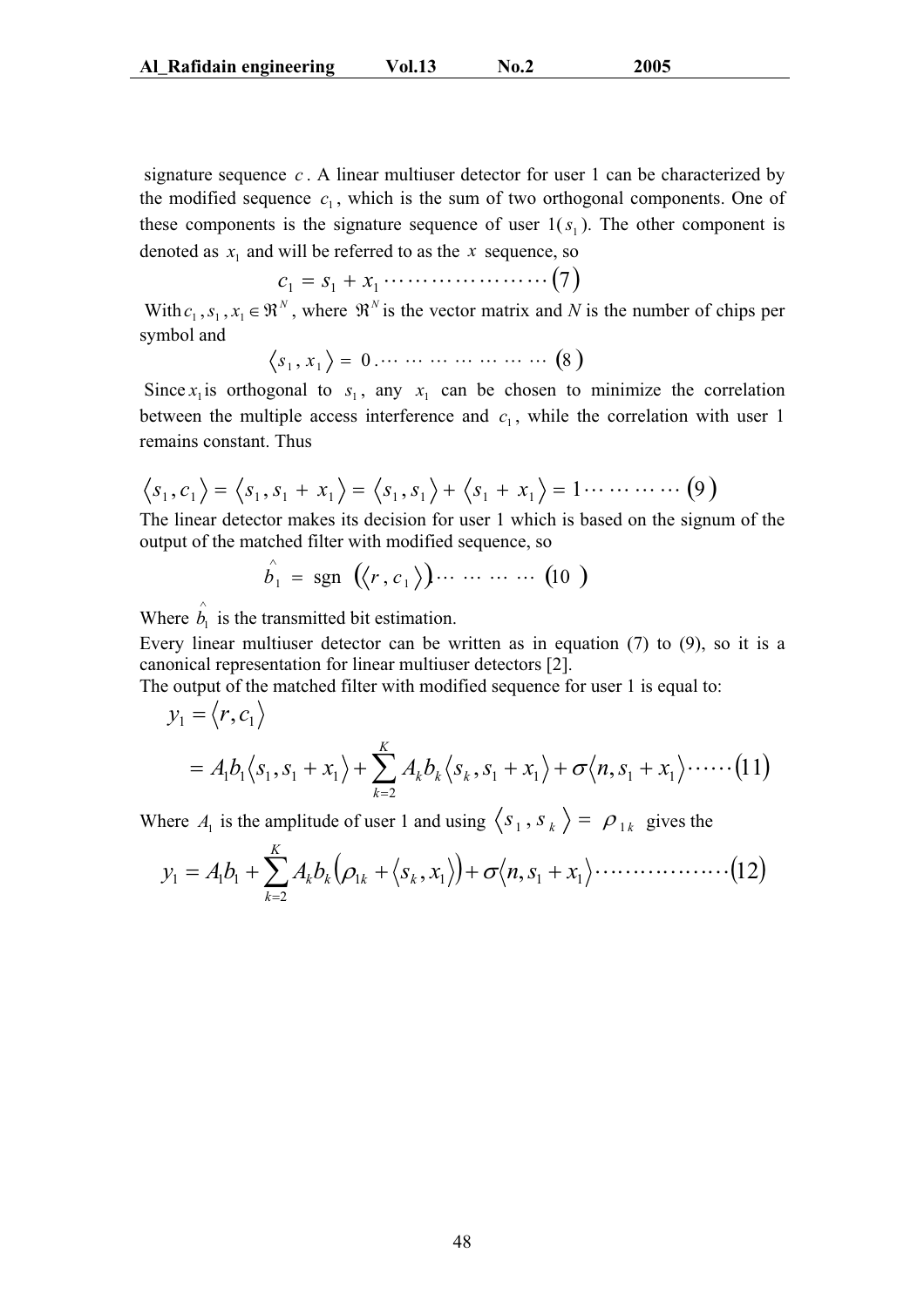signature sequence $c$. A linear multiuser detector for user 1 can be characterized by the modified sequence $c_1$, which is the sum of two orthogonal components. One of these components is the signature sequence of user 1($s_1$). The other component is denoted as $x_1$ and will be referred to as the $x$ sequence, so

$$c_1 = s_1 + x_1 \cdots\cdots\cdots\cdots\cdots\cdots\cdots (7)$$

With $c_1, s_1, x_1 \in \Re^N$, where $\Re^N$ is the vector matrix and $N$ is the number of chips per symbol and

$$\langle s_1, x_1 \rangle = 0 \cdots\cdots\cdots\cdots\cdots\cdots\cdots (8)$$

Since $x_1$ is orthogonal to $s_1$, any $x_1$ can be chosen to minimize the correlation between the multiple access interference and $c_1$, while the correlation with user 1 remains constant. Thus

$$\langle s_1, c_1 \rangle = \langle s_1, s_1 + x_1 \rangle = \langle s_1, s_1 \rangle + \langle s_1 + x_1 \rangle = 1 \cdots\cdots\cdots\cdots (9)$$

The linear detector makes its decision for user 1 which is based on the signum of the output of the matched filter with modified sequence, so

$$\hat{b}_1 = \text{sgn}\left(\langle r, c_1 \rangle\right) \cdots\cdots\cdots\cdots (10)$$

Where $\hat{b}_1$ is the transmitted bit estimation.

Every linear multiuser detector can be written as in equation (7) to (9), so it is a canonical representation for linear multiuser detectors [2].

The output of the matched filter with modified sequence for user 1 is equal to:

$$y_1 = \langle r, c_1 \rangle$$

$$= A_1 b_1 \langle s_1, s_1 + x_1 \rangle + \sum_{k=2}^{K} A_k b_k \langle s_k, s_1 + x_1 \rangle + \sigma \langle n, s_1 + x_1 \rangle \cdots\cdots (11)$$

Where $A_1$ is the amplitude of user 1 and using $\langle s_1, s_k \rangle = \rho_{1k}$ gives the

$$y_1 = A_1 b_1 + \sum_{k=2}^{K} A_k b_k \left(\rho_{1k} + \langle s_k, x_1 \rangle\right) + \sigma \langle n, s_1 + x_1 \rangle \cdots\cdots\cdots\cdots\cdots\cdots (12)$$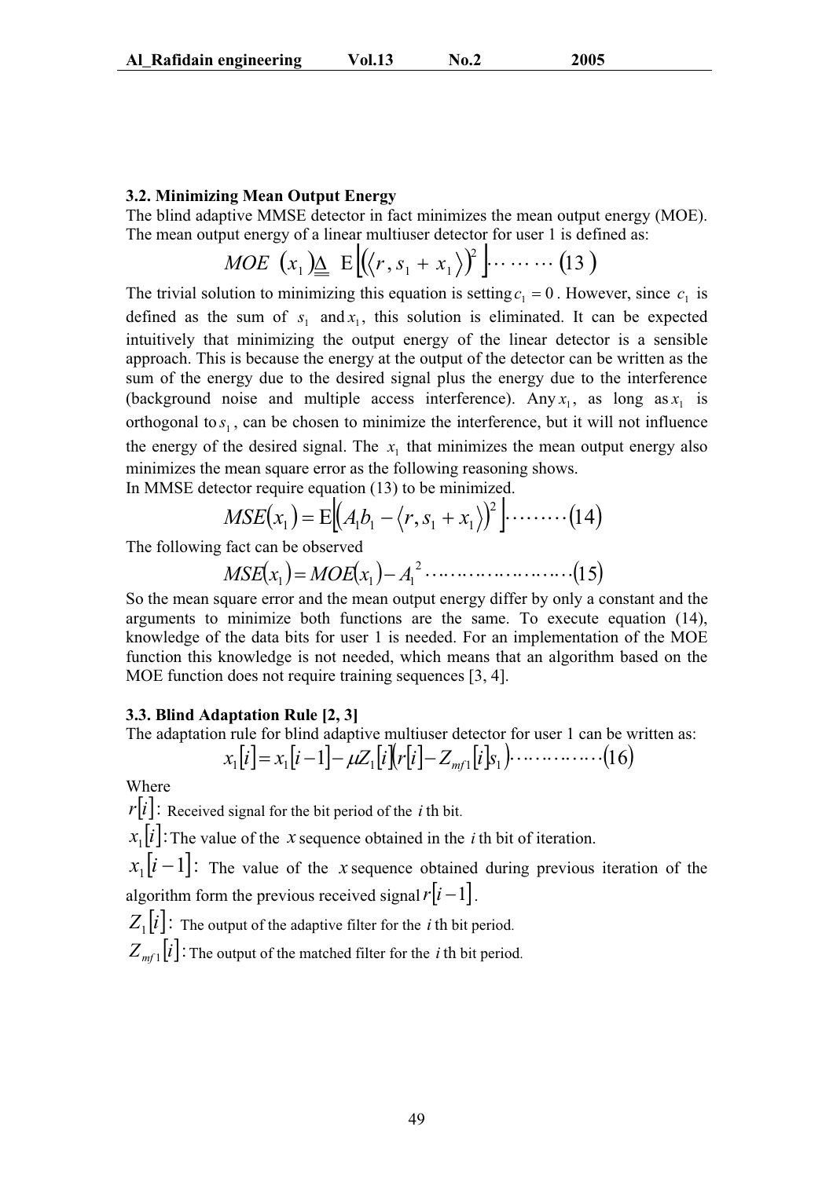### 3.2. Minimizing Mean Output Energy

The blind adaptive MMSE detector in fact minimizes the mean output energy (MOE). The mean output energy of a linear multiuser detector for user 1 is defined as:

$$MOE\ (x_1) \triangleq \mathrm{E}\left[\left(\langle r, s_1 + x_1 \rangle\right)^2\right] \cdots\cdots\cdots (13)$$

The trivial solution to minimizing this equation is setting $c_1 = 0$. However, since $c_1$ is defined as the sum of $s_1$ and $x_1$, this solution is eliminated. It can be expected intuitively that minimizing the output energy of the linear detector is a sensible approach. This is because the energy at the output of the detector can be written as the sum of the energy due to the desired signal plus the energy due to the interference (background noise and multiple access interference). Any $x_1$, as long as $x_1$ is orthogonal to $s_1$, can be chosen to minimize the interference, but it will not influence the energy of the desired signal. The $x_1$ that minimizes the mean output energy also minimizes the mean square error as the following reasoning shows.

In MMSE detector require equation (13) to be minimized.

$$MSE(x_1) = \mathrm{E}\left[\left(A_1 b_1 - \langle r, s_1 + x_1 \rangle\right)^2\right] \cdots\cdots\cdots (14)$$

The following fact can be observed

$$MSE(x_1) = MOE(x_1) - A_1^2 \cdots\cdots\cdots\cdots\cdots\cdots\cdots\cdots (15)$$

So the mean square error and the mean output energy differ by only a constant and the arguments to minimize both functions are the same. To execute equation (14), knowledge of the data bits for user 1 is needed. For an implementation of the MOE function this knowledge is not needed, which means that an algorithm based on the MOE function does not require training sequences [3, 4].

### 3.3. Blind Adaptation Rule [2, 3]

The adaptation rule for blind adaptive multiuser detector for user 1 can be written as:

$$x_1[i] = x_1[i-1] - \mu Z_1[i]\left(r[i] - Z_{mf1}[i]s_1\right) \cdots\cdots\cdots\cdots\cdots (16)$$

Where

$r[i]$: Received signal for the bit period of the $i$ th bit.

$x_1[i]$: The value of the $x$ sequence obtained in the $i$ th bit of iteration.

$x_1[i-1]$: The value of the $x$ sequence obtained during previous iteration of the algorithm form the previous received signal $r[i-1]$.

$Z_1[i]$: The output of the adaptive filter for the $i$ th bit period.

$Z_{mf1}[i]$: The output of the matched filter for the $i$ th bit period.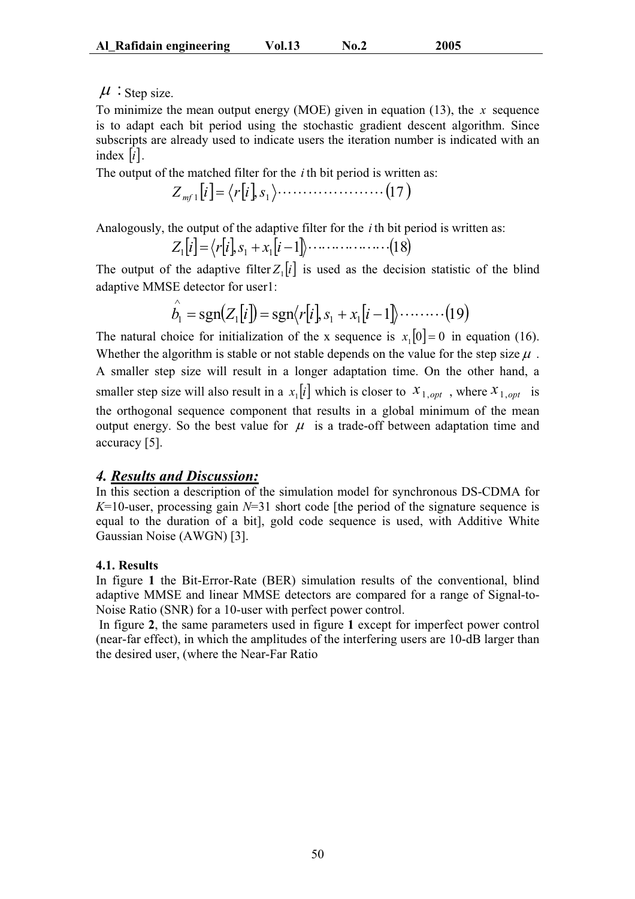$\mu$ : Step size.

To minimize the mean output energy (MOE) given in equation (13), the $x$ sequence is to adapt each bit period using the stochastic gradient descent algorithm. Since subscripts are already used to indicate users the iteration number is indicated with an index $[i]$.

The output of the matched filter for the $i$ th bit period is written as:

$$Z_{mf1}[i] = \langle r[i], s_1 \rangle \cdots\cdots\cdots\cdots\cdots\cdots (17)$$

Analogously, the output of the adaptive filter for the $i$ th bit period is written as:

$$Z_1[i] = \langle r[i], s_1 + x_1[i-1] \rangle \cdots\cdots\cdots\cdots\cdots (18)$$

The output of the adaptive filter $Z_1[i]$ is used as the decision statistic of the blind adaptive MMSE detector for user1:

$$\hat{b}_1 = \text{sgn}(Z_1[i]) = \text{sgn}\langle r[i], s_1 + x_1[i-1] \rangle \cdots\cdots\cdots (19)$$

The natural choice for initialization of the x sequence is $x_1[0] = 0$ in equation (16). Whether the algorithm is stable or not stable depends on the value for the step size $\mu$ . A smaller step size will result in a longer adaptation time. On the other hand, a smaller step size will also result in a $x_1[i]$ which is closer to $x_{1,opt}$ , where $x_{1,opt}$ is the orthogonal sequence component that results in a global minimum of the mean output energy. So the best value for $\mu$ is a trade-off between adaptation time and accuracy [5].

## *4. Results and Discussion:*

In this section a description of the simulation model for synchronous DS-CDMA for $K$=10-user, processing gain $N$=31 short code [the period of the signature sequence is equal to the duration of a bit], gold code sequence is used, with Additive White Gaussian Noise (AWGN) [3].

### 4.1. Results

In figure **1** the Bit-Error-Rate (BER) simulation results of the conventional, blind adaptive MMSE and linear MMSE detectors are compared for a range of Signal-to-Noise Ratio (SNR) for a 10-user with perfect power control.

In figure **2**, the same parameters used in figure **1** except for imperfect power control (near-far effect), in which the amplitudes of the interfering users are 10-dB larger than the desired user, (where the Near-Far Ratio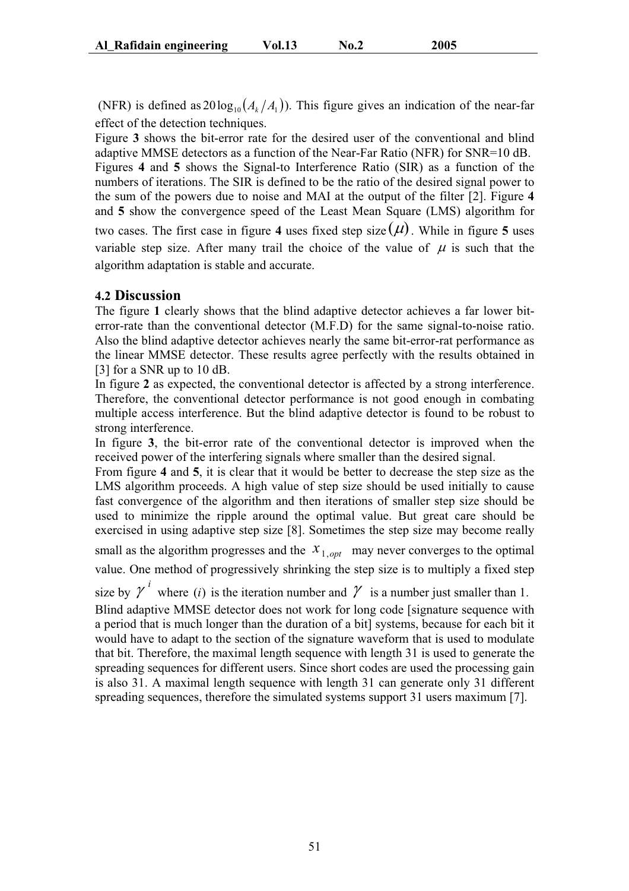(NFR) is defined as $20\log_{10}(A_k/A_1)$). This figure gives an indication of the near-far effect of the detection techniques.

Figure **3** shows the bit-error rate for the desired user of the conventional and blind adaptive MMSE detectors as a function of the Near-Far Ratio (NFR) for SNR=10 dB.

Figures **4** and **5** shows the Signal-to Interference Ratio (SIR) as a function of the numbers of iterations. The SIR is defined to be the ratio of the desired signal power to the sum of the powers due to noise and MAI at the output of the filter [2]. Figure **4** and **5** show the convergence speed of the Least Mean Square (LMS) algorithm for two cases. The first case in figure **4** uses fixed step size $(\mu)$. While in figure **5** uses variable step size. After many trail the choice of the value of $\mu$ is such that the algorithm adaptation is stable and accurate.

### 4.2 Discussion

The figure **1** clearly shows that the blind adaptive detector achieves a far lower bit-error-rate than the conventional detector (M.F.D) for the same signal-to-noise ratio. Also the blind adaptive detector achieves nearly the same bit-error-rat performance as the linear MMSE detector. These results agree perfectly with the results obtained in [3] for a SNR up to 10 dB.

In figure **2** as expected, the conventional detector is affected by a strong interference. Therefore, the conventional detector performance is not good enough in combating multiple access interference. But the blind adaptive detector is found to be robust to strong interference.

In figure **3**, the bit-error rate of the conventional detector is improved when the received power of the interfering signals where smaller than the desired signal.

From figure **4** and **5**, it is clear that it would be better to decrease the step size as the LMS algorithm proceeds. A high value of step size should be used initially to cause fast convergence of the algorithm and then iterations of smaller step size should be used to minimize the ripple around the optimal value. But great care should be exercised in using adaptive step size [8]. Sometimes the step size may become really small as the algorithm progresses and the $x_{1,opt}$ may never converges to the optimal value. One method of progressively shrinking the step size is to multiply a fixed step size by $\gamma^{i}$ where $(i)$ is the iteration number and $\gamma$ is a number just smaller than 1.

Blind adaptive MMSE detector does not work for long code [signature sequence with a period that is much longer than the duration of a bit] systems, because for each bit it would have to adapt to the section of the signature waveform that is used to modulate that bit. Therefore, the maximal length sequence with length 31 is used to generate the spreading sequences for different users. Since short codes are used the processing gain is also 31. A maximal length sequence with length 31 can generate only 31 different spreading sequences, therefore the simulated systems support 31 users maximum [7].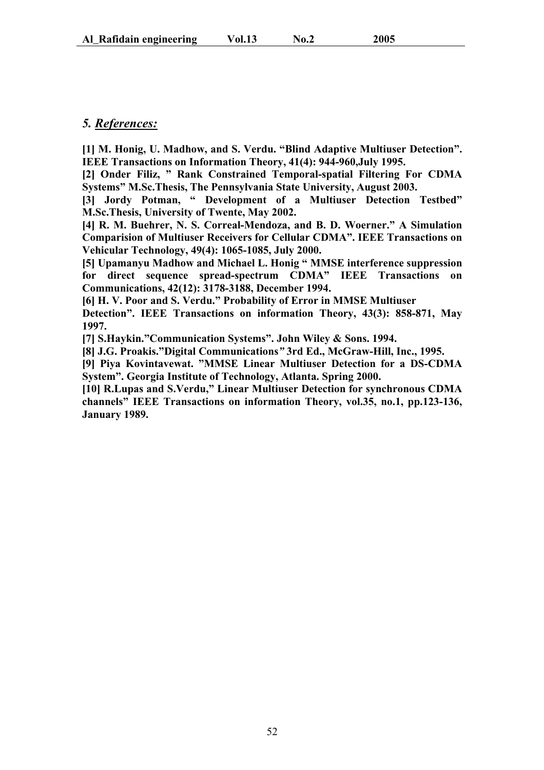## *5. References:*

**[1] M. Honig, U. Madhow, and S. Verdu. "Blind Adaptive Multiuser Detection". IEEE Transactions on Information Theory, 41(4): 944-960,July 1995.**

**[2] Onder Filiz, " Rank Constrained Temporal-spatial Filtering For CDMA Systems" M.Sc.Thesis, The Pennsylvania State University, August 2003.**

**[3] Jordy Potman, " Development of a Multiuser Detection Testbed" M.Sc.Thesis, University of Twente, May 2002.**

**[4] R. M. Buehrer, N. S. Correal-Mendoza, and B. D. Woerner." A Simulation Comparision of Multiuser Receivers for Cellular CDMA". IEEE Transactions on Vehicular Technology, 49(4): 1065-1085, July 2000.**

**[5] Upamanyu Madhow and Michael L. Honig " MMSE interference suppression for direct sequence spread-spectrum CDMA" IEEE Transactions on Communications, 42(12): 3178-3188, December 1994.**

**[6] H. V. Poor and S. Verdu." Probability of Error in MMSE Multiuser Detection". IEEE Transactions on information Theory, 43(3): 858-871, May 1997.**

**[7] S.Haykin."Communication Systems". John Wiley & Sons. 1994.**

**[8] J.G. Proakis."Digital Communications" 3rd Ed., McGraw-Hill, Inc., 1995.**

**[9] Piya Kovintavewat. "MMSE Linear Multiuser Detection for a DS-CDMA System". Georgia Institute of Technology, Atlanta. Spring 2000.**

**[10] R.Lupas and S.Verdu," Linear Multiuser Detection for synchronous CDMA channels" IEEE Transactions on information Theory, vol.35, no.1, pp.123-136, January 1989.**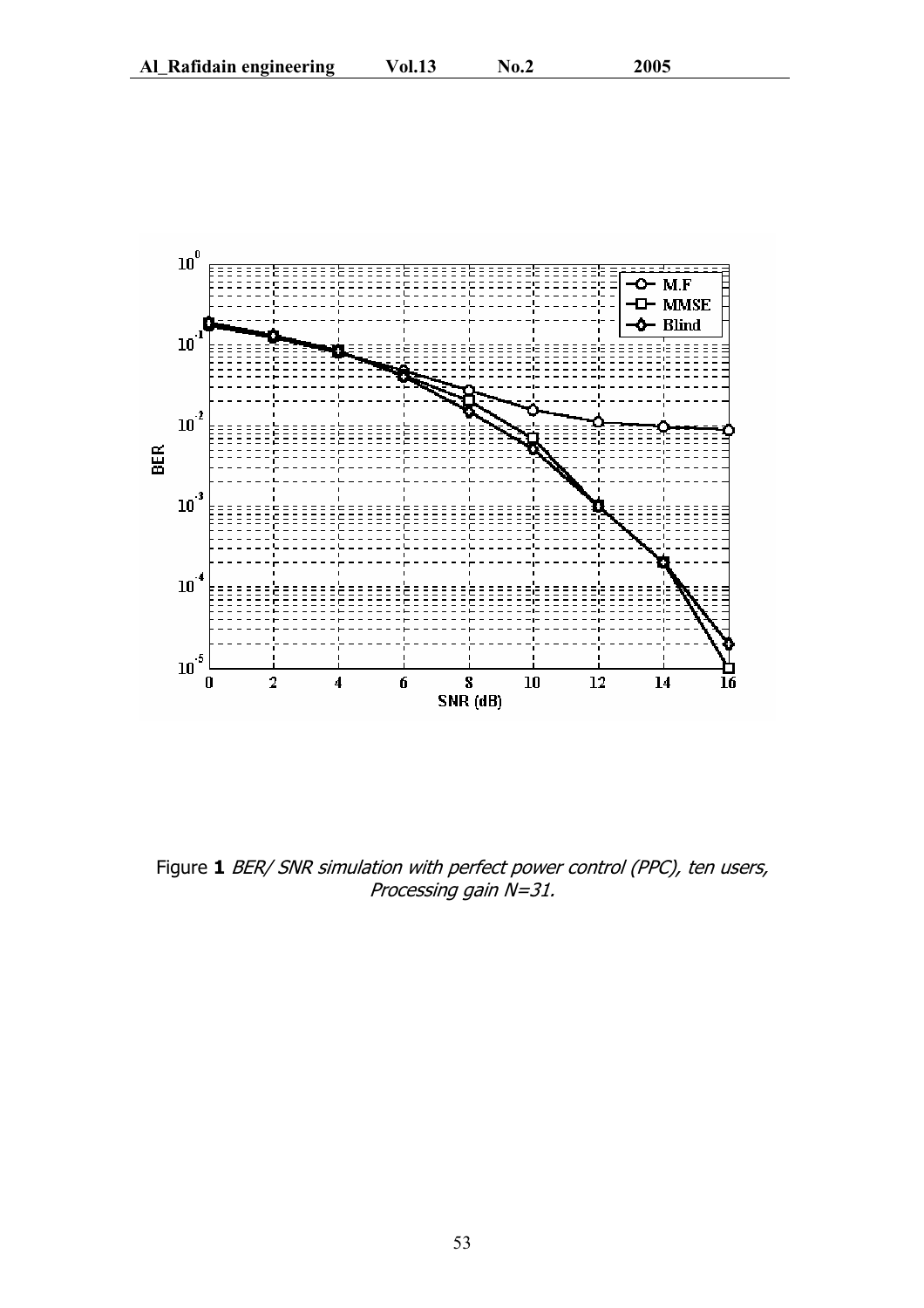Figure **1** *BER/ SNR simulation with perfect power control (PPC), ten users, Processing gain N=31.*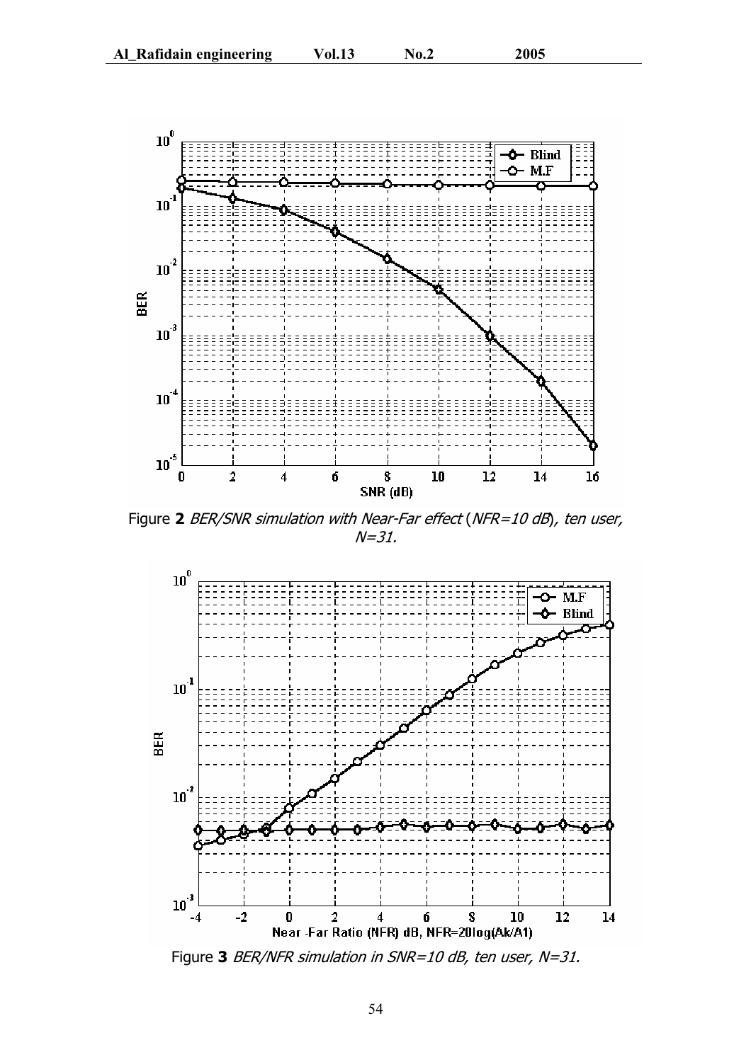Figure **2** *BER/SNR simulation with Near-Far effect* (*NFR=10 dB*), *ten user, N=31.*

Figure **3** *BER/NFR simulation in SNR=10 dB, ten user, N=31.*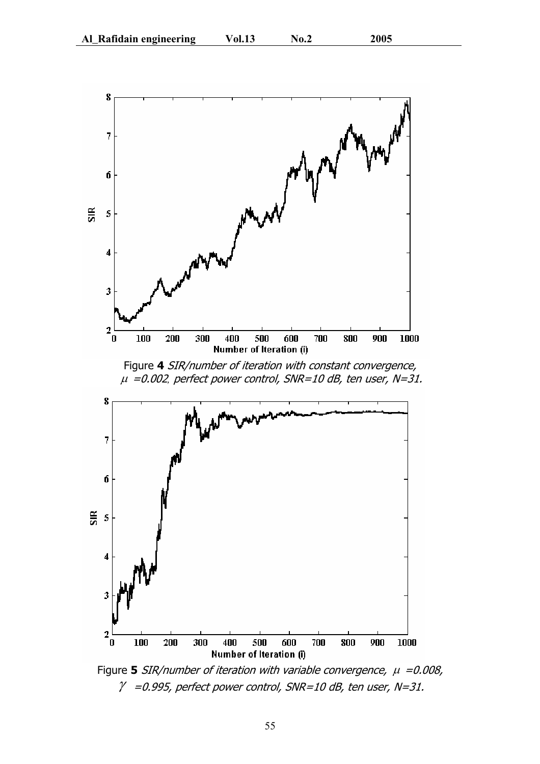8
7
6
SIR
5
4
3
2
0 100 200 300 400 500 600 700 800 900 1000
Number of Iteration (i)

Figure **4** *SIR/number of iteration with constant convergence, $\mu$ =0.002, perfect power control, SNR=10 dB, ten user, N=31.*

8
7
6
SIR
5
4
3
2
0 100 200 300 400 500 600 700 800 900 1000
Number of Iteration (i)

Figure **5** *SIR/number of iteration with variable convergence, $\mu$ =0.008, $\gamma$ =0.995, perfect power control, SNR=10 dB, ten user, N=31.*